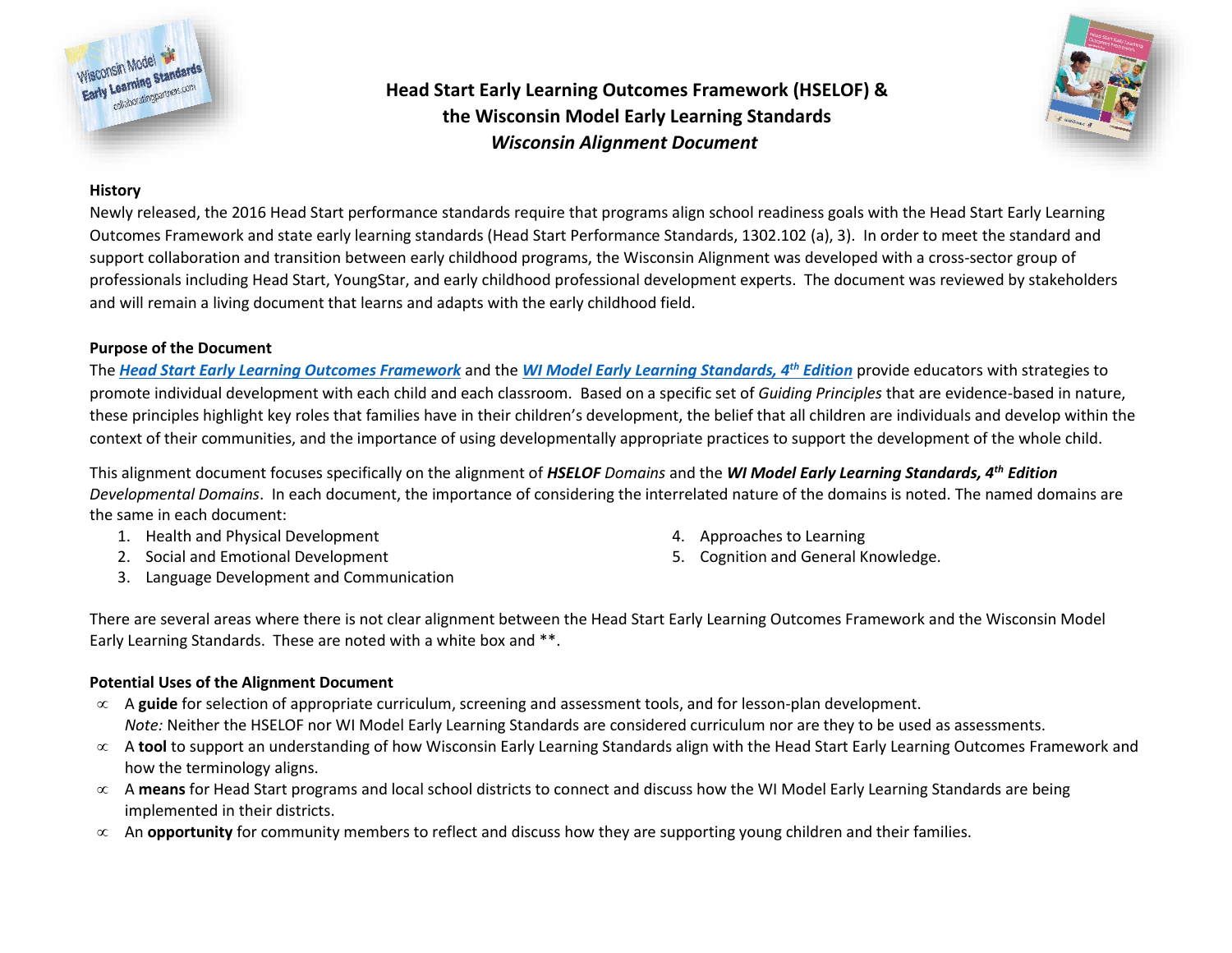# Head Start Early Learning Outcomes Framework (HSELOF) & the Wisconsin Model Early Learning Standards

## *Wisconsin Alignment Document*

**History**

Newly released, the 2016 Head Start performance standards require that programs align school readiness goals with the Head Start Early Learning Outcomes Framework and state early learning standards (Head Start Performance Standards, 1302.102 (a), 3). In order to meet the standard and support collaboration and transition between early childhood programs, the Wisconsin Alignment was developed with a cross-sector group of professionals including Head Start, YoungStar, and early childhood professional development experts. The document was reviewed by stakeholders and will remain a living document that learns and adapts with the early childhood field.

**Purpose of the Document**

The ***Head Start Early Learning Outcomes Framework*** and the ***WI Model Early Learning Standards, 4th Edition*** provide educators with strategies to promote individual development with each child and each classroom. Based on a specific set of *Guiding Principles* that are evidence-based in nature, these principles highlight key roles that families have in their children's development, the belief that all children are individuals and develop within the context of their communities, and the importance of using developmentally appropriate practices to support the development of the whole child.

This alignment document focuses specifically on the alignment of ***HSELOF*** *Domains* and the ***WI Model Early Learning Standards, 4th Edition*** *Developmental Domains*. In each document, the importance of considering the interrelated nature of the domains is noted. The named domains are the same in each document:

1. Health and Physical Development
2. Social and Emotional Development
3. Language Development and Communication
4. Approaches to Learning
5. Cognition and General Knowledge.

There are several areas where there is not clear alignment between the Head Start Early Learning Outcomes Framework and the Wisconsin Model Early Learning Standards. These are noted with a white box and **.

**Potential Uses of the Alignment Document**

- A **guide** for selection of appropriate curriculum, screening and assessment tools, and for lesson-plan development.
  *Note:* Neither the HSELOF nor WI Model Early Learning Standards are considered curriculum nor are they to be used as assessments.
- A **tool** to support an understanding of how Wisconsin Early Learning Standards align with the Head Start Early Learning Outcomes Framework and how the terminology aligns.
- A **means** for Head Start programs and local school districts to connect and discuss how the WI Model Early Learning Standards are being implemented in their districts.
- An **opportunity** for community members to reflect and discuss how they are supporting young children and their families.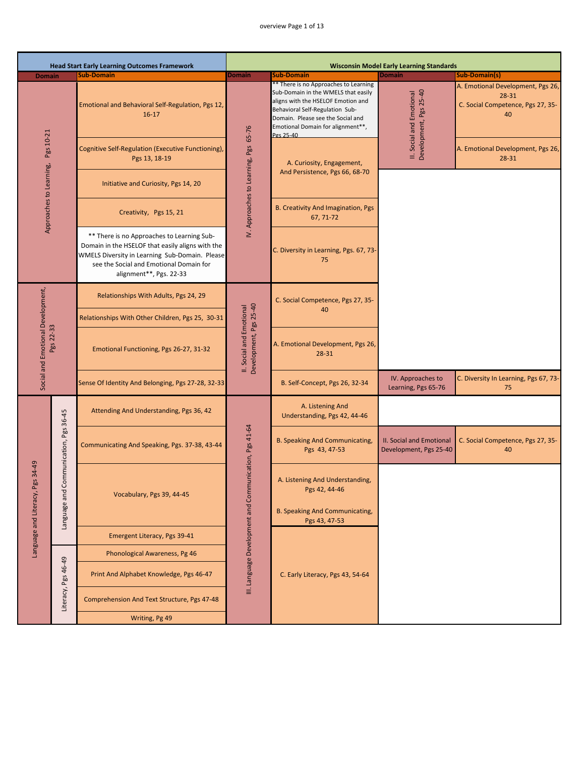| Head Start Early Learning Outcomes Framework | | | Wisconsin Model Early Learning Standards | | | |
|---|---|---|---|---|---|---|
| Domain | | Sub-Domain | Domain | Sub-Domain | Domain | Sub-Domain(s) |
| Approaches to Learning, Pgs 10-21 | | Emotional and Behavioral Self-Regulation, Pgs 12, 16-17 | IV. Approaches to Learning, Pgs 65-76 | ** There is no Approaches to Learning Sub-Domain in the WMELS that easily aligns with the HSELOF Emotion and Behavioral Self-Regulation Sub-Domain. Please see the Social and Emotional Domain for alignment**, Pgs 25-40 | II. Social and Emotional Development, Pgs 25-40 | A. Emotional Development, Pgs 26, 28-31<br>C. Social Competence, Pgs 27, 35-40 |
| | | Cognitive Self-Regulation (Executive Functioning), Pgs 13, 18-19 | | A. Curiosity, Engagement, And Persistence, Pgs 66, 68-70 | | A. Emotional Development, Pgs 26, 28-31 |
| | | Initiative and Curiosity, Pgs 14, 20 | | | | |
| | | Creativity, Pgs 15, 21 | | B. Creativity And Imagination, Pgs 67, 71-72 | | |
| | | ** There is no Approaches to Learning Sub-Domain in the HSELOF that easily aligns with the WMELS Diversity in Learning Sub-Domain. Please see the Social and Emotional Domain for alignment**, Pgs. 22-33 | | C. Diversity in Learning, Pgs. 67, 73-75 | | |
| Social and Emotional Development, Pgs 22-33 | | Relationships With Adults, Pgs 24, 29 | II. Social and Emotional Development, Pgs 25-40 | C. Social Competence, Pgs 27, 35-40 | | |
| | | Relationships With Other Children, Pgs 25, 30-31 | | | | |
| | | Emotional Functioning, Pgs 26-27, 31-32 | | A. Emotional Development, Pgs 26, 28-31 | | |
| | | Sense Of Identity And Belonging, Pgs 27-28, 32-33 | | B. Self-Concept, Pgs 26, 32-34 | IV. Approaches to Learning, Pgs 65-76 | C. Diversity In Learning, Pgs 67, 73-75 |
| Language and Literacy, Pgs 34-49 | Language and Communication, Pgs 36-45 | Attending And Understanding, Pgs 36, 42 | III. Language Development and Communication, Pgs 41-64 | A. Listening And Understanding, Pgs 42, 44-46 | | |
| | | Communicating And Speaking, Pgs. 37-38, 43-44 | | B. Speaking And Communicating, Pgs 43, 47-53 | II. Social and Emotional Development, Pgs 25-40 | C. Social Competence, Pgs 27, 35-40 |
| | | Vocabulary, Pgs 39, 44-45 | | A. Listening And Understanding, Pgs 42, 44-46<br>B. Speaking And Communicating, Pgs 43, 47-53 | | |
| | | Emergent Literacy, Pgs 39-41 | | C. Early Literacy, Pgs 43, 54-64 | | |
| | Literacy, Pgs 46-49 | Phonological Awareness, Pg 46 | | | | |
| | | Print And Alphabet Knowledge, Pgs 46-47 | | | | |
| | | Comprehension And Text Structure, Pgs 47-48 | | | | |
| | | Writing, Pg 49 | | | | |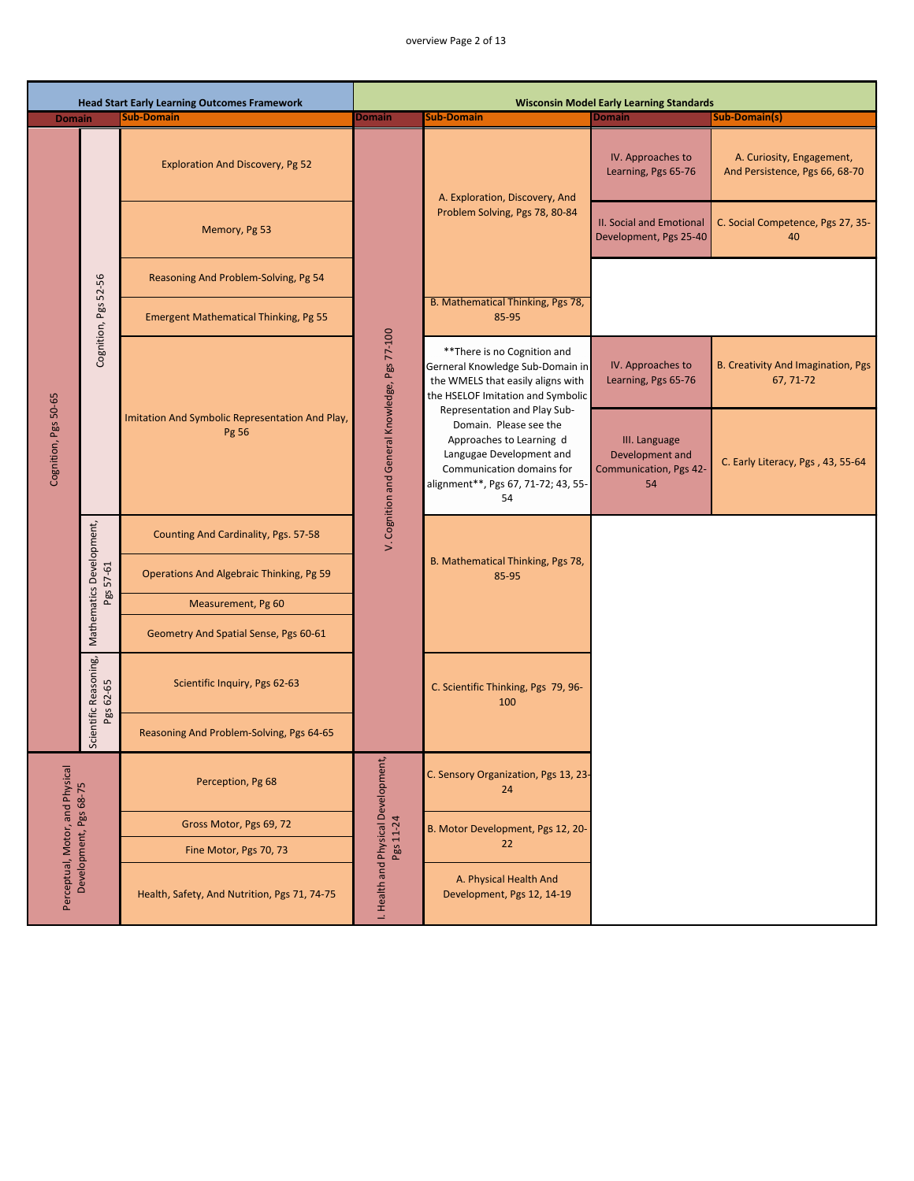| Head Start Early Learning Outcomes Framework | | | Wisconsin Model Early Learning Standards | | | |
|---|---|---|---|---|---|---|
| Domain | | Sub-Domain | Domain | Sub-Domain | Domain | Sub-Domain(s) |
| Cognition, Pgs 50-65 | Cognition, Pgs 52-56 | Exploration And Discovery, Pg 52 | V. Cognition and General Knowledge, Pgs 77-100 | A. Exploration, Discovery, And Problem Solving, Pgs 78, 80-84 | IV. Approaches to Learning, Pgs 65-76 | A. Curiosity, Engagement, And Persistence, Pgs 66, 68-70 |
| | | Memory, Pg 53 | | | II. Social and Emotional Development, Pgs 25-40 | C. Social Competence, Pgs 27, 35-40 |
| | | Reasoning And Problem-Solving, Pg 54 | | | | |
| | | Emergent Mathematical Thinking, Pg 55 | | B. Mathematical Thinking, Pgs 78, 85-95 | | |
| | | Imitation And Symbolic Representation And Play, Pg 56 | | **There is no Cognition and Gerneral Knowledge Sub-Domain in the WMELS that easily aligns with the HSELOF Imitation and Symbolic Representation and Play Sub-Domain. Please see the Approaches to Learning d Langugae Development and Communication domains for alignment**, Pgs 67, 71-72; 43, 55-54 | IV. Approaches to Learning, Pgs 65-76 | B. Creativity And Imagination, Pgs 67, 71-72 |
| | | | | | III. Language Development and Communication, Pgs 42-54 | C. Early Literacy, Pgs , 43, 55-64 |
| | Mathematics Development, Pgs 57-61 | Counting And Cardinality, Pgs. 57-58 | | B. Mathematical Thinking, Pgs 78, 85-95 | | |
| | | Operations And Algebraic Thinking, Pg 59 | | | | |
| | | Measurement, Pg 60 | | | | |
| | | Geometry And Spatial Sense, Pgs 60-61 | | | | |
| | Scientific Reasoning, Pgs 62-65 | Scientific Inquiry, Pgs 62-63 | | C. Scientific Thinking, Pgs 79, 96-100 | | |
| | | Reasoning And Problem-Solving, Pgs 64-65 | | | | |
| Perceptual, Motor, and Physical Development, Pgs 68-75 | | Perception, Pg 68 | I. Health and Physical Development, Pgs 11-24 | C. Sensory Organization, Pgs 13, 23-24 | | |
| | | Gross Motor, Pgs 69, 72 | | B. Motor Development, Pgs 12, 20-22 | | |
| | | Fine Motor, Pgs 70, 73 | | | | |
| | | Health, Safety, And Nutrition, Pgs 71, 74-75 | | A. Physical Health And Development, Pgs 12, 14-19 | | |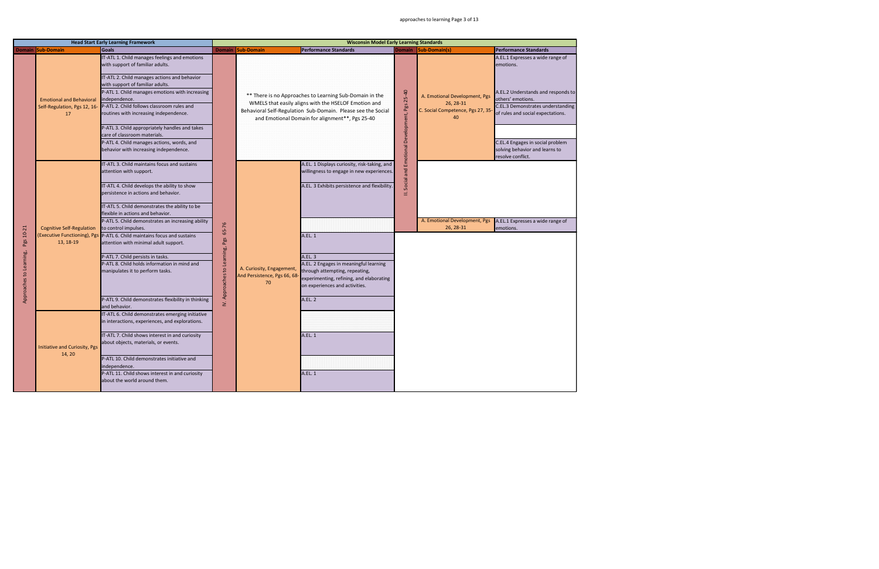| Head Start Early Learning Framework | | | Wisconsin Model Early Learning Standards | | | | | |
|---|---|---|---|---|---|---|---|---|
| Domain | Sub-Domain | Goals | Domain | Sub-Domain | Performance Standards | Domain | Sub-Domain(s) | Performance Standards |
| Approaches to Learning, Pgs 10-21 | Emotional and Behavioral Self-Regulation, Pgs 12, 16-17 | IT-ATL 1. Child manages feelings and emotions with support of familiar adults. | IV. Approaches to Learning, Pgs 65-76 | ** There is no Approaches to Learning Sub-Domain in the WMELS that easily aligns with the HSELOF Emotion and Behavioral Self-Regulation Sub-Domain. Please see the Social and Emotional Domain for alignment**, Pgs 25-40 | | II. Social and Emotional Development, Pgs 25-40 | A. Emotional Development, Pgs 26, 28-31 | A.EL.1 Expresses a wide range of emotions. |
| | | IT-ATL 2. Child manages actions and behavior with support of familiar adults. | | | | | | |
| | | P-ATL 1. Child manages emotions with increasing independence. | | | | | | A.EL.2 Understands and responds to others' emotions. |
| | | P-ATL 2. Child follows classroom rules and routines with increasing independence. | | | | | C. Social Competence, Pgs 27, 35-40 | C.EL.3 Demonstrates understanding of rules and social expectations. |
| | | P-ATL 3. Child appropriately handles and takes care of classroom materials. | | | | | | |
| | | P-ATL 4. Child manages actions, words, and behavior with increasing independence. | | | | | | C.EL.4 Engages in social problem solving behavior and learns to resolve conflict. |
| | Cognitive Self-Regulation (Executive Functioning), Pgs 13, 18-19 | IT-ATL 3. Child maintains focus and sustains attention with support. | | A. Curiosity, Engagement, And Persistence, Pgs 66, 68-70 | A.EL. 1 Displays curiosity, risk-taking, and willingness to engage in new experiences. | | | |
| | | IT-ATL 4. Child develops the ability to show persistence in actions and behavior. | | | A.EL. 3 Exhibits persistence and flexibility. | | | |
| | | IT-ATL 5. Child demonstrates the ability to be flexible in actions and behavior. | | | | | | |
| | | P-ATL 5. Child demonstrates an increasing ability to control impulses. | | | | | A. Emotional Development, Pgs 26, 28-31 | A.EL.1 Expresses a wide range of emotions. |
| | | P-ATL 6. Child maintains focus and sustains attention with minimal adult support. | | | A.EL. 1 | | | |
| | | P-ATL 7. Child persists in tasks. | | | A.EL. 3 | | | |
| | | P-ATL 8. Child holds information in mind and manipulates it to perform tasks. | | | A.EL. 2 Engages in meaningful learning through attempting, repeating, experimenting, refining, and elaborating on experiences and activities. | | | |
| | | P-ATL 9. Child demonstrates flexibility in thinking and behavior. | | | A.EL. 2 | | | |
| | Initiative and Curiosity, Pgs 14, 20 | IT-ATL 6. Child demonstrates emerging initiative in interactions, experiences, and explorations. | | | | | | |
| | | IT-ATL 7. Child shows interest in and curiosity about objects, materials, or events. | | | A.EL. 1 | | | |
| | | P-ATL 10. Child demonstrates initiative and independence. | | | | | | |
| | | P-ATL 11. Child shows interest in and curiosity about the world around them. | | | A.EL. 1 | | | |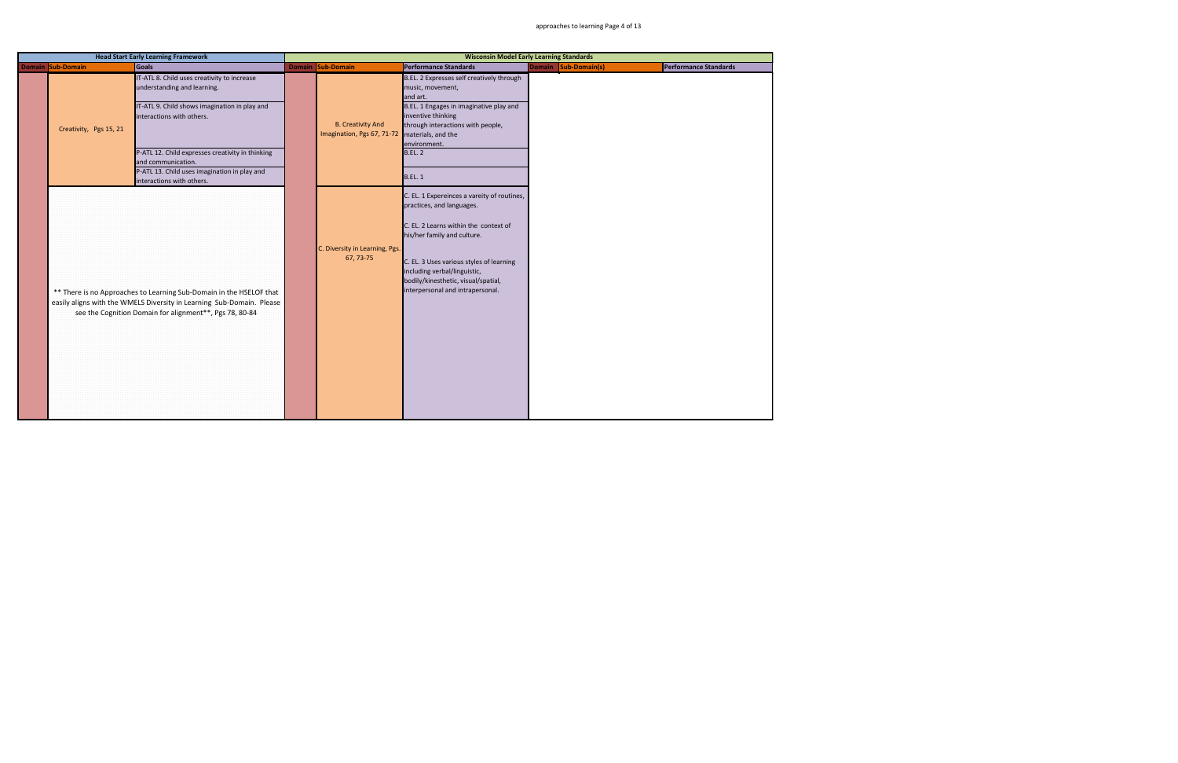| Head Start Early Learning Framework | | | Wisconsin Model Early Learning Standards | | | | | |
|---|---|---|---|---|---|---|---|---|
| Domain | Sub-Domain | Goals | Domain | Sub-Domain | Performance Standards | Domain | Sub-Domain(s) | Performance Standards |
| | Creativity, Pgs 15, 21 | IT-ATL 8. Child uses creativity to increase understanding and learning. | | B. Creativity And Imagination, Pgs 67, 71-72 | B.EL. 2 Expresses self creatively through music, movement, and art. | | | |
| | | IT-ATL 9. Child shows imagination in play and interactions with others. | | | B.EL. 1 Engages in imaginative play and inventive thinking through interactions with people, materials, and the environment. | | | |
| | | P-ATL 12. Child expresses creativity in thinking and communication. | | | B.EL. 2 | | | |
| | | P-ATL 13. Child uses imagination in play and interactions with others. | | | B.EL. 1 | | | |
| | ** There is no Approaches to Learning Sub-Domain in the HSELOF that easily aligns with the WMELS Diversity in Learning Sub-Domain. Please see the Cognition Domain for alignment**, Pgs 78, 80-84 | | | C. Diversity in Learning, Pgs. 67, 73-75 | C. EL. 1 Expereinces a vareity of routines, practices, and languages.<br><br>C. EL. 2 Learns within the context of his/her family and culture.<br><br>C. EL. 3 Uses various styles of learning including verbal/linguistic, bodily/kinesthetic, visual/spatial, interpersonal and intrapersonal. | | | |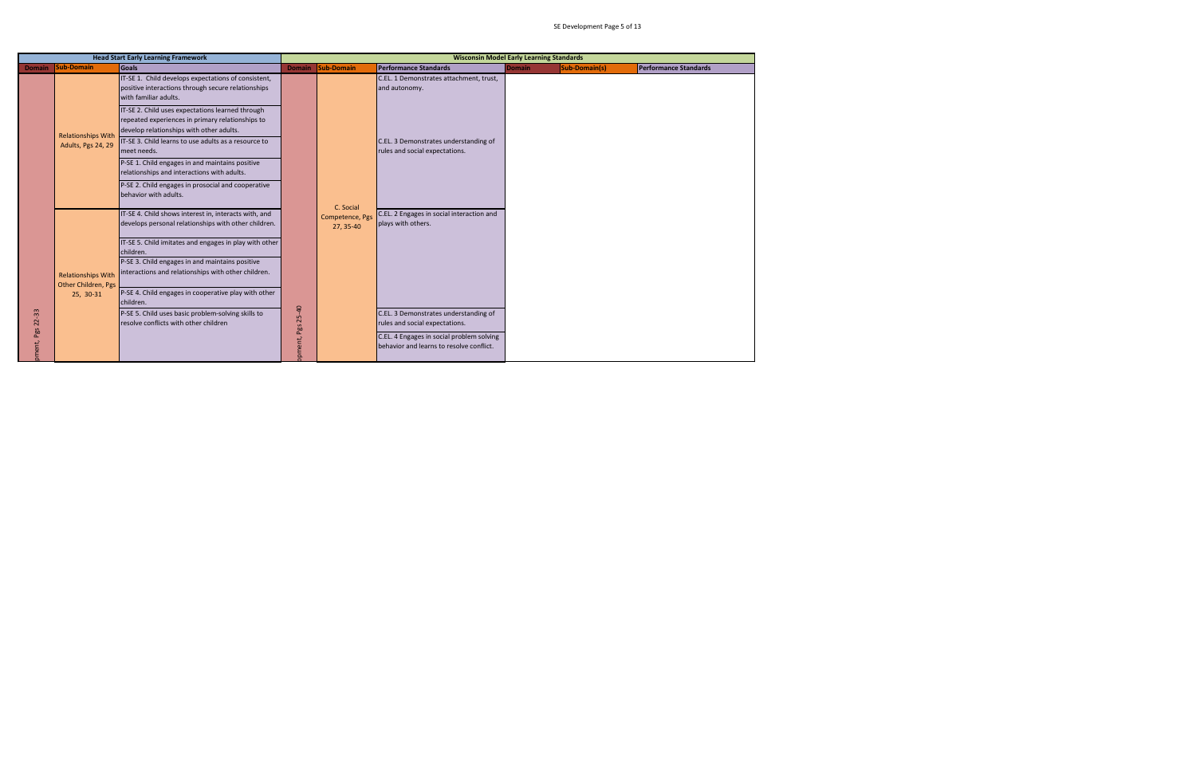| Head Start Early Learning Framework | | | Wisconsin Model Early Learning Standards | | | | | |
|---|---|---|---|---|---|---|---|---|
| Domain | Sub-Domain | Goals | Domain | Sub-Domain | Performance Standards | Domain | Sub-Domain(s) | Performance Standards |
| pment, Pgs 22-33 | Relationships With Adults, Pgs 24, 29 | IT-SE 1. Child develops expectations of consistent, positive interactions through secure relationships with familiar adults. | opment, Pgs 25-40 | C. Social Competence, Pgs 27, 35-40 | C.EL. 1 Demonstrates attachment, trust, and autonomy. | | | |
| | | IT-SE 2. Child uses expectations learned through repeated experiences in primary relationships to develop relationships with other adults. | | | | | | |
| | | IT-SE 3. Child learns to use adults as a resource to meet needs. | | | C.EL. 3 Demonstrates understanding of rules and social expectations. | | | |
| | | P-SE 1. Child engages in and maintains positive relationships and interactions with adults. | | | | | | |
| | | P-SE 2. Child engages in prosocial and cooperative behavior with adults. | | | | | | |
| | Relationships With Other Children, Pgs 25, 30-31 | IT-SE 4. Child shows interest in, interacts with, and develops personal relationships with other children. | | | C.EL. 2 Engages in social interaction and plays with others. | | | |
| | | IT-SE 5. Child imitates and engages in play with other children. | | | | | | |
| | | P-SE 3. Child engages in and maintains positive interactions and relationships with other children. | | | | | | |
| | | P-SE 4. Child engages in cooperative play with other children. | | | | | | |
| | | P-SE 5. Child uses basic problem-solving skills to resolve conflicts with other children | | | C.EL. 3 Demonstrates understanding of rules and social expectations. | | | |
| | | | | | C.EL. 4 Engages in social problem solving behavior and learns to resolve conflict. | | | |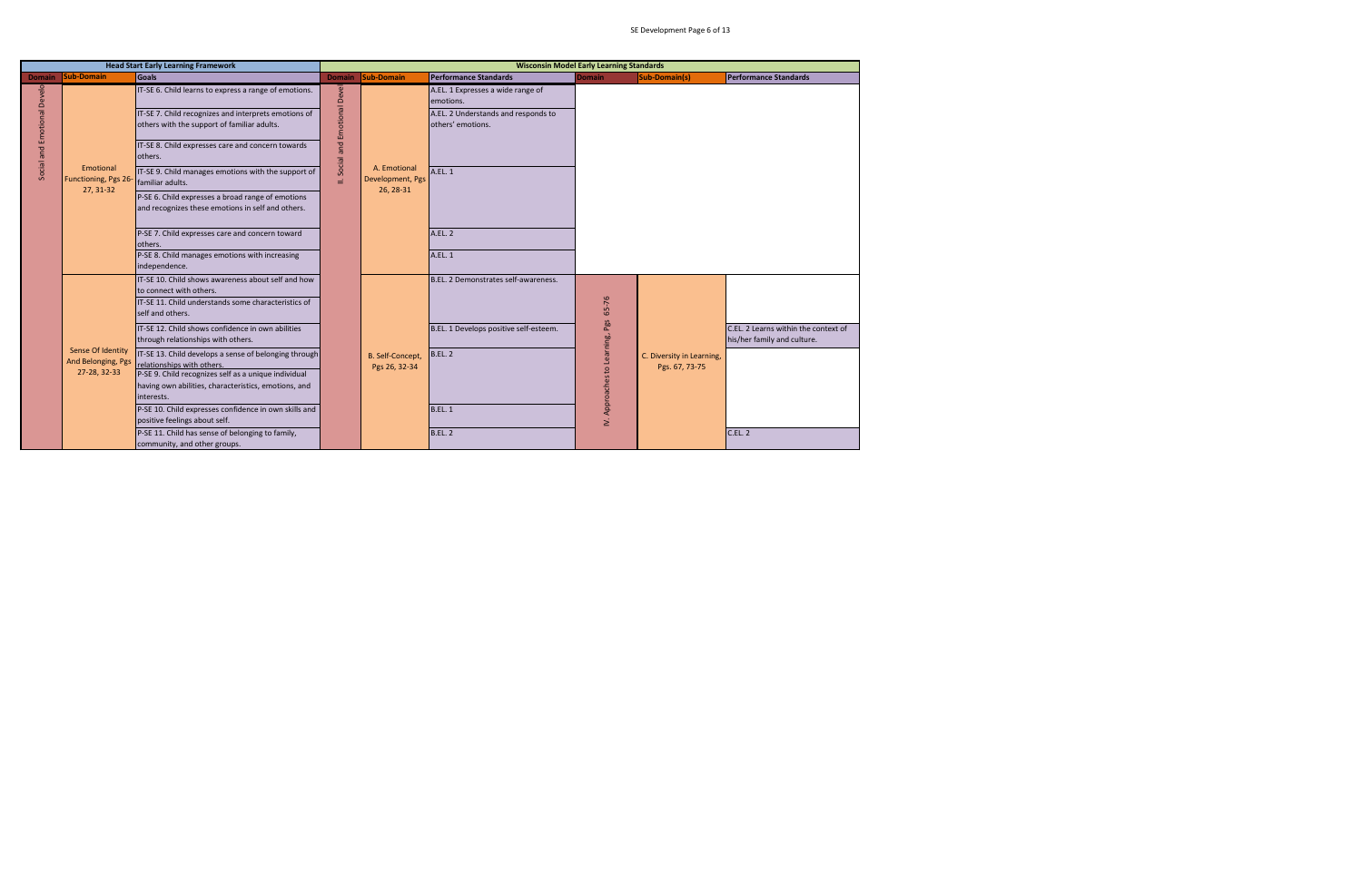| Head Start Early Learning Framework | | | Wisconsin Model Early Learning Standards | | | | | |
|---|---|---|---|---|---|---|---|---|
| Domain | Sub-Domain | Goals | Domain | Sub-Domain | Performance Standards | Domain | Sub-Domain(s) | Performance Standards |
| Social and Emotional Development | Emotional Functioning, Pgs 26-27, 31-32 | IT-SE 6. Child learns to express a range of emotions. | II. Social and Emotional Development | A. Emotional Development, Pgs 26, 28-31 | A.EL. 1 Expresses a wide range of emotions. | | | |
| | | IT-SE 7. Child recognizes and interprets emotions of others with the support of familiar adults. | | | A.EL. 2 Understands and responds to others' emotions. | | | |
| | | IT-SE 8. Child expresses care and concern towards others. | | | | | | |
| | | IT-SE 9. Child manages emotions with the support of familiar adults. | | | A.EL. 1 | | | |
| | | P-SE 6. Child expresses a broad range of emotions and recognizes these emotions in self and others. | | | | | | |
| | | P-SE 7. Child expresses care and concern toward others. | | | A.EL. 2 | | | |
| | | P-SE 8. Child manages emotions with increasing independence. | | | A.EL. 1 | | | |
| | Sense Of Identity And Belonging, Pgs 27-28, 32-33 | IT-SE 10. Child shows awareness about self and how to connect with others. | | B. Self-Concept, Pgs 26, 32-34 | B.EL. 2 Demonstrates self-awareness. | IV. Approaches to Learning, Pgs 65-76 | C. Diversity in Learning, Pgs. 67, 73-75 | |
| | | IT-SE 11. Child understands some characteristics of self and others. | | | | | | |
| | | IT-SE 12. Child shows confidence in own abilities through relationships with others. | | | B.EL. 1 Develops positive self-esteem. | | | C.EL. 2 Learns within the context of his/her family and culture. |
| | | IT-SE 13. Child develops a sense of belonging through relationships with others. | | | B.EL. 2 | | | |
| | | P-SE 9. Child recognizes self as a unique individual having own abilities, characteristics, emotions, and interests. | | | | | | |
| | | P-SE 10. Child expresses confidence in own skills and positive feelings about self. | | | B.EL. 1 | | | |
| | | P-SE 11. Child has sense of belonging to family, community, and other groups. | | | B.EL. 2 | | | C.EL. 2 |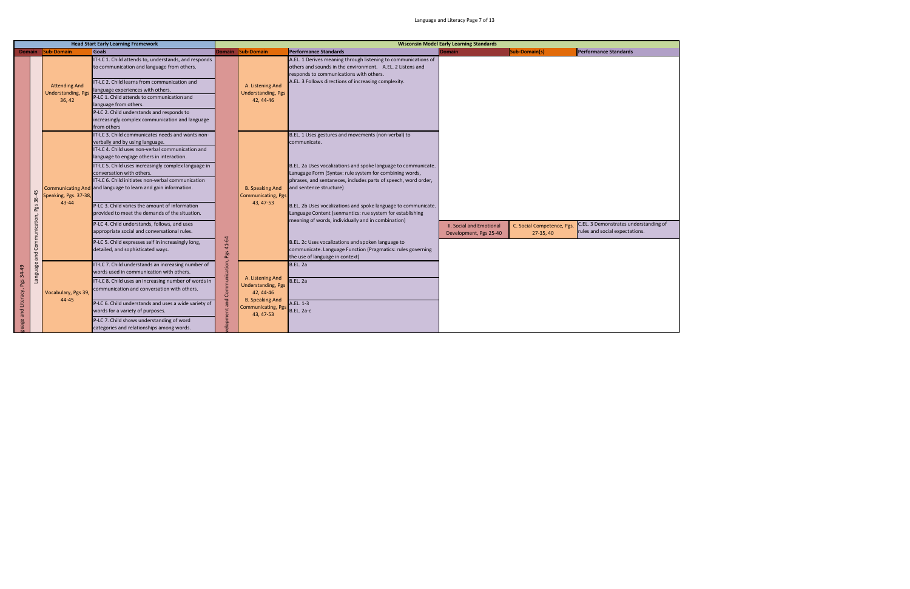| Head Start Early Learning Framework | | | | Wisconsin Model Early Learning Standards | | | | | |
|---|---|---|---|---|---|---|---|---|---|
| Domain | | Sub-Domain | Goals | Domain | Sub-Domain | Performance Standards | Domain | Sub-Domain(s) | Performance Standards |
| Language and Literacy, Pgs 34-49 | Language and Communication, Pgs 36-45 | Attending And Understanding, Pgs 36, 42 | IT-LC 1. Child attends to, understands, and responds to communication and language from others. | Development and Communication, Pgs 41-64 | A. Listening And Understanding, Pgs 42, 44-46 | A.EL. 1 Derives meaning through listening to communications of others and sounds in the environment. A.EL. 2 Listens and responds to communications with others. A.EL. 3 Follows directions of increasing complexity. | | | |
| | | | IT-LC 2. Child learns from communication and language experiences with others. | | | | | | |
| | | | P-LC 1. Child attends to communication and language from others. | | | | | | |
| | | | P-LC 2. Child understands and responds to increasingly complex communication and language from others | | | | | | |
| | | Communicating And Speaking, Pgs. 37-38, 43-44 | IT-LC 3. Child communicates needs and wants non-verbally and by using language. | | B. Speaking And Communicating, Pgs 43, 47-53 | B.EL. 1 Uses gestures and movements (non-verbal) to communicate. | | | |
| | | | IT-LC 4. Child uses non-verbal communication and language to engage others in interaction. | | | | | | |
| | | | IT-LC 5. Child uses increasingly complex language in conversation with others. | | | B.EL. 2a Uses vocalizations and spoke language to communicate. Lanugage Form (Syntax: rule system for combining words, phrases, and sentaneces, includes parts of speech, word order, and sentence structure) | | | |
| | | | IT-LC 6. Child initiates non-verbal communication and language to learn and gain information. | | | | | | |
| | | | P-LC 3. Child varies the amount of information provided to meet the demands of the situation. | | | B.EL. 2b Uses vocalizations and spoke language to communicate. Language Content (senmantics: rue system for establishing meaning of words, individually and in combination) | | | |
| | | | P-LC 4. Child understands, follows, and uses appropriate social and conversational rules. | | | | II. Social and Emotional Development, Pgs 25-40 | C. Social Competence, Pgs. 27-35, 40 | C.EL. 3 Demonstrates understanding of rules and social expectations. |
| | | | P-LC 5. Child expresses self in increasingly long, detailed, and sophisticated ways. | | | B.EL. 2c Uses vocalizations and spoken language to communicate. Language Function (Pragmatics: rules governing the use of language in context) | | | |
| | | Vocabulary, Pgs 39, 44-45 | IT-LC 7. Child understands an increasing number of words used in communication with others. | | A. Listening And Understanding, Pgs 42, 44-46 B. Speaking And Communicating, Pgs 43, 47-53 | B.EL. 2a | | | |
| | | | IT-LC 8. Child uses an increasing number of words in communication and conversation with others. | | | B.EL. 2a | | | |
| | | | P-LC 6. Child understands and uses a wide variety of words for a variety of purposes. | | | A.EL. 1-3 B.EL. 2a-c | | | |
| | | | P-LC 7. Child shows understanding of word categories and relationships among words. | | | | | | |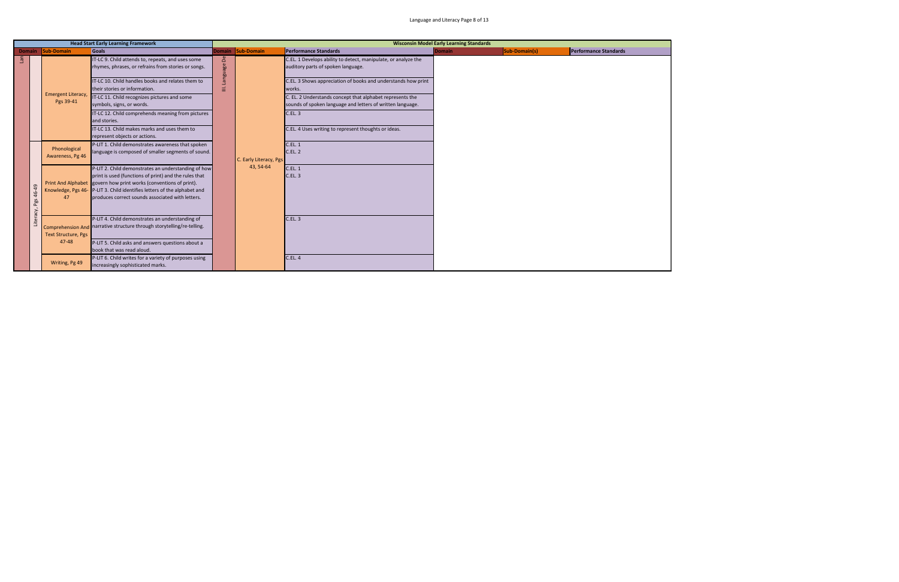| Head Start Early Learning Framework | | | | Wisconsin Model Early Learning Standards | | | | | |
|---|---|---|---|---|---|---|---|---|---|
| Domain | | Sub-Domain | Goals | Domain | Sub-Domain | Performance Standards | Domain | Sub-Domain(s) | Performance Standards |
| Lan | | Emergent Literacy, Pgs 39-41 | IT-LC 9. Child attends to, repeats, and uses some rhymes, phrases, or refrains from stories or songs. | III. Language De | C. Early Literacy, Pgs 43, 54-64 | C.EL. 1 Develops ability to detect, manipulate, or analyze the auditory parts of spoken language. | | | |
| | | | IT-LC 10. Child handles books and relates them to their stories or information. | | | C.EL. 3 Shows appreciation of books and understands how print works. | | | |
| | | | IT-LC 11. Child recognizes pictures and some symbols, signs, or words. | | | C. EL. 2 Understands concept that alphabet represents the sounds of spoken language and letters of written language. | | | |
| | | | IT-LC 12. Child comprehends meaning from pictures and stories. | | | C.EL. 3 | | | |
| | | | IT-LC 13. Child makes marks and uses them to represent objects or actions. | | | C.EL. 4 Uses writing to represent thoughts or ideas. | | | |
| | Literacy, Pgs 46-49 | Phonological Awareness, Pg 46 | P-LIT 1. Child demonstrates awareness that spoken language is composed of smaller segments of sound. | | | C.EL. 1<br>C.EL. 2 | | | |
| | | Print And Alphabet Knowledge, Pgs 46-47 | P-LIT 2. Child demonstrates an understanding of how print is used (functions of print) and the rules that govern how print works (conventions of print).<br>P-LIT 3. Child identifies letters of the alphabet and produces correct sounds associated with letters. | | | C.EL. 1<br>C.EL. 3 | | | |
| | | Comprehension And Text Structure, Pgs 47-48 | P-LIT 4. Child demonstrates an understanding of narrative structure through storytelling/re-telling. | | | C.EL. 3 | | | |
| | | | P-LIT 5. Child asks and answers questions about a book that was read aloud. | | | | | | |
| | | Writing, Pg 49 | P-LIT 6. Child writes for a variety of purposes using increasingly sophisticated marks. | | | C.EL. 4 | | | |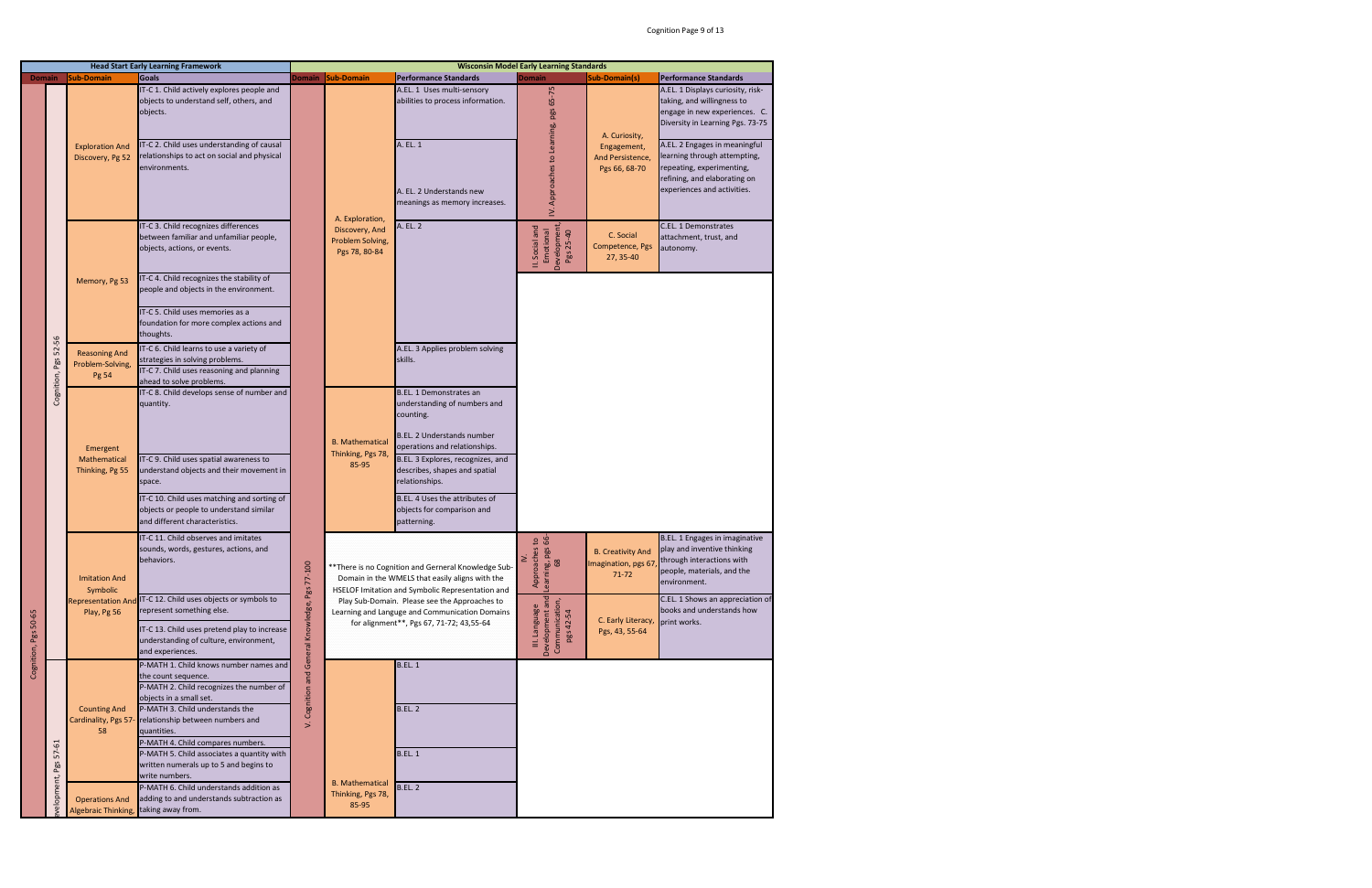| Head Start Early Learning Framework | | | | Wisconsin Model Early Learning Standards | | | | | |
|---|---|---|---|---|---|---|---|---|---|
| Domain | | Sub-Domain | Goals | Domain | Sub-Domain | Performance Standards | Domain | Sub-Domain(s) | Performance Standards |
| Cognition, Pgs 50-65 | Cognition, Pgs 52-56 | Exploration And Discovery, Pg 52 | IT-C 1. Child actively explores people and objects to understand self, others, and objects. | V. Cognition and General Knowledge, Pgs 77-100 | A. Exploration, Discovery, And Problem Solving, Pgs 78, 80-84 | A.EL. 1 Uses multi-sensory abilities to process information. | IV. Approaches to Learning, pgs 65-75 | A. Curiosity, Engagement, And Persistence, Pgs 66, 68-70 | A.EL. 1 Displays curiosity, risk-taking, and willingness to engage in new experiences. C. Diversity in Learning Pgs. 73-75 |
| | | | IT-C 2. Child uses understanding of causal relationships to act on social and physical environments. | | | A. EL. 1<br>A. EL. 2 Understands new meanings as memory increases. | | | A.EL. 2 Engages in meaningful learning through attempting, repeating, experimenting, refining, and elaborating on experiences and activities. |
| | | Memory, Pg 53 | IT-C 3. Child recognizes differences between familiar and unfamiliar people, objects, actions, or events. | | | A. EL. 2 | II. Social and Emotional Development, Pgs 25-40 | C. Social Competence, Pgs 27, 35-40 | C.EL. 1 Demonstrates attachment, trust, and autonomy. |
| | | | IT-C 4. Child recognizes the stability of people and objects in the environment. | | | | | | |
| | | | IT-C 5. Child uses memories as a foundation for more complex actions and thoughts. | | | | | | |
| | | Reasoning And Problem-Solving, Pg 54 | IT-C 6. Child learns to use a variety of strategies in solving problems. | | | A.EL. 3 Applies problem solving skills. | | | |
| | | | IT-C 7. Child uses reasoning and planning ahead to solve problems. | | | | | | |
| | | Emergent Mathematical Thinking, Pg 55 | IT-C 8. Child develops sense of number and quantity. | | B. Mathematical Thinking, Pgs 78, 85-95 | B.EL. 1 Demonstrates an understanding of numbers and counting.<br>B.EL. 2 Understands number operations and relationships. | | | |
| | | | IT-C 9. Child uses spatial awareness to understand objects and their movement in space. | | | B.EL. 3 Explores, recognizes, and describes, shapes and spatial relationships. | | | |
| | | | IT-C 10. Child uses matching and sorting of objects or people to understand similar and different characteristics. | | | B.EL. 4 Uses the attributes of objects for comparison and patterning. | | | |
| | | Imitation And Symbolic Representation And Play, Pg 56 | IT-C 11. Child observes and imitates sounds, words, gestures, actions, and behaviors. | | **There is no Cognition and Gerneral Knowledge Sub-Domain in the WMELS that easily aligns with the HSELOF Imitation and Symbolic Representation and Play Sub-Domain. Please see the Approaches to Learning and Languge and Communication Domains for alignment**, Pgs 67, 71-72; 43,55-64 | | IV. Approaches to Learning, pgs 66-68 | B. Creativity And Imagination, pgs 67, 71-72 | B.EL. 1 Engages in imaginative play and inventive thinking through interactions with people, materials, and the environment. |
| | | | IT-C 12. Child uses objects or symbols to represent something else. | | | | III. Language Development and Communication, pgs 42-54 | C. Early Literacy, Pgs, 43, 55-64 | C.EL. 1 Shows an appreciation of books and understands how print works. |
| | | | IT-C 13. Child uses pretend play to increase understanding of culture, environment, and experiences. | | | | | | |
| | Development, Pgs 57-61 | Counting And Cardinality, Pgs 57-58 | P-MATH 1. Child knows number names and the count sequence. | | B. Mathematical Thinking, Pgs 78, 85-95 | B.EL. 1 | | | |
| | | | P-MATH 2. Child recognizes the number of objects in a small set. | | | | | | |
| | | | P-MATH 3. Child understands the relationship between numbers and quantities. | | | B.EL. 2 | | | |
| | | | P-MATH 4. Child compares numbers. | | | | | | |
| | | | P-MATH 5. Child associates a quantity with written numerals up to 5 and begins to write numbers. | | | B.EL. 1 | | | |
| | | Operations And Algebraic Thinking, | P-MATH 6. Child understands addition as adding to and understands subtraction as taking away from. | | | B.EL. 2 | | | |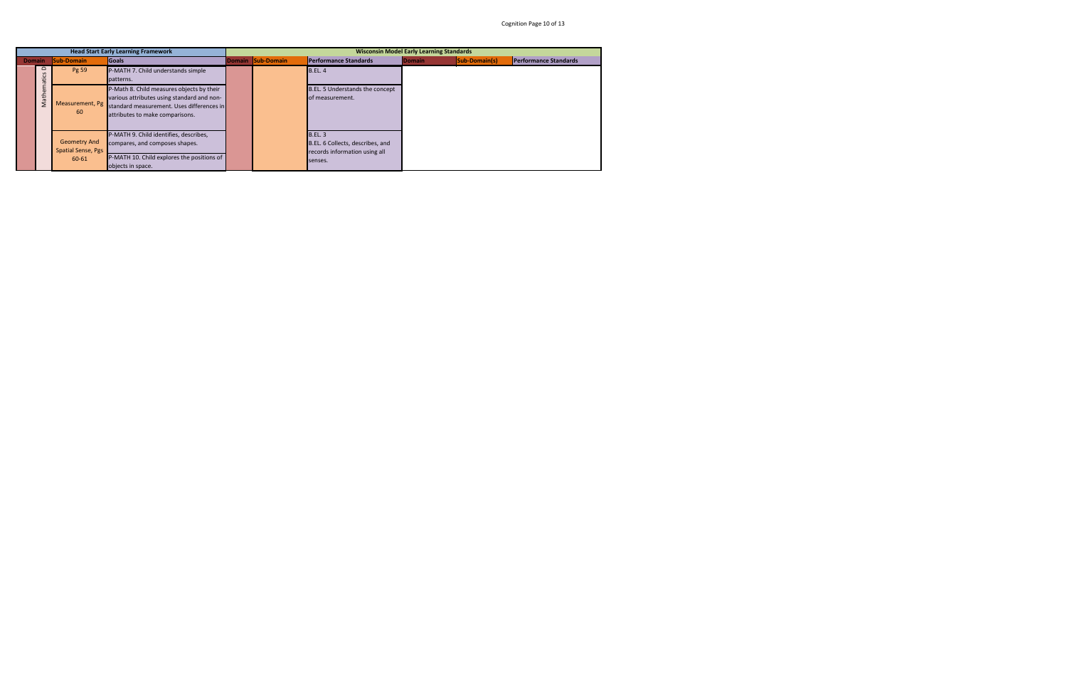| Head Start Early Learning Framework | | | Wisconsin Model Early Learning Standards | | | | | |
|---|---|---|---|---|---|---|---|---|
| Domain | Sub-Domain | Goals | Domain | Sub-Domain | Performance Standards | Domain | Sub-Domain(s) | Performance Standards |
| Mathematics D | Pg 59 | P-MATH 7. Child understands simple patterns. | | | B.EL. 4 | | | |
| | Measurement, Pg 60 | P-Math 8. Child measures objects by their various attributes using standard and non-standard measurement. Uses differences in attributes to make comparisons. | | | B.EL. 5 Understands the concept of measurement. | | | |
| | Geometry And Spatial Sense, Pgs 60-61 | P-MATH 9. Child identifies, describes, compares, and composes shapes. | | | B.EL. 3<br>B.EL. 6 Collects, describes, and records information using all senses. | | | |
| | | P-MATH 10. Child explores the positions of objects in space. | | | | | | |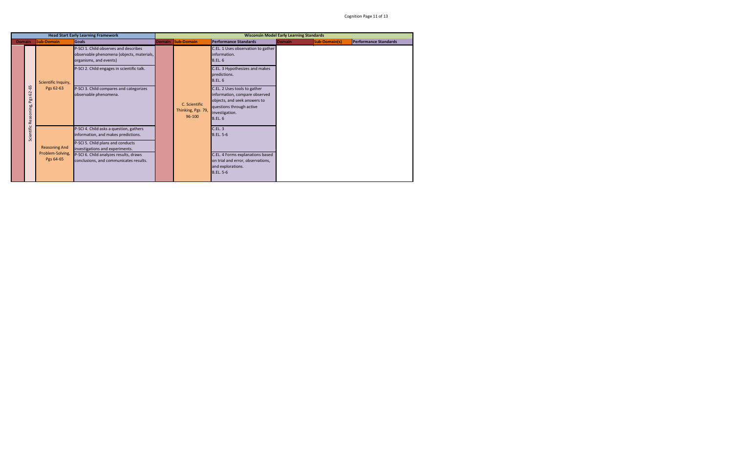| Head Start Early Learning Framework | | | Wisconsin Model Early Learning Standards | | | | | |
|---|---|---|---|---|---|---|---|---|
| Domain | Sub-Domain | Goals | Domain | Sub-Domain | Performance Standards | Domain | Sub-Domain(s) | Performance Standards |
| Scientific Reasoning, Pgs 62-65 | Scientific Inquiry, Pgs 62-63 | P-SCI 1. Child observes and describes observable phenomena (objects, materials, organisms, and events) | | C. Scientific Thinking, Pgs 79, 96-100 | C.EL. 1 Uses observation to gather information. B.EL. 6 | | | |
| | | P-SCI 2. Child engages in scientific talk. | | | C.EL. 3 Hypothesizes and makes predictions. B.EL. 6 | | | |
| | | P-SCI 3. Child compares and categorizes observable phenomena. | | | C.EL. 2 Uses tools to gather information, compare observed objects, and seek answers to questions through active investigation. B.EL. 6 | | | |
| | Reasoning And Problem-Solving, Pgs 64-65 | P-SCI 4. Child asks a question, gathers information, and makes predictions. | | | C.EL. 3 B.EL. 5-6 | | | |
| | | P-SCI 5. Child plans and conducts investigations and experiments. | | | | | | |
| | | P-SCI 6. Child analyzes results, draws conclusions, and communicates results. | | | C.EL. 4 Forms explanations based on trial and error, observations, and explorations. B.EL. 5-6 | | | |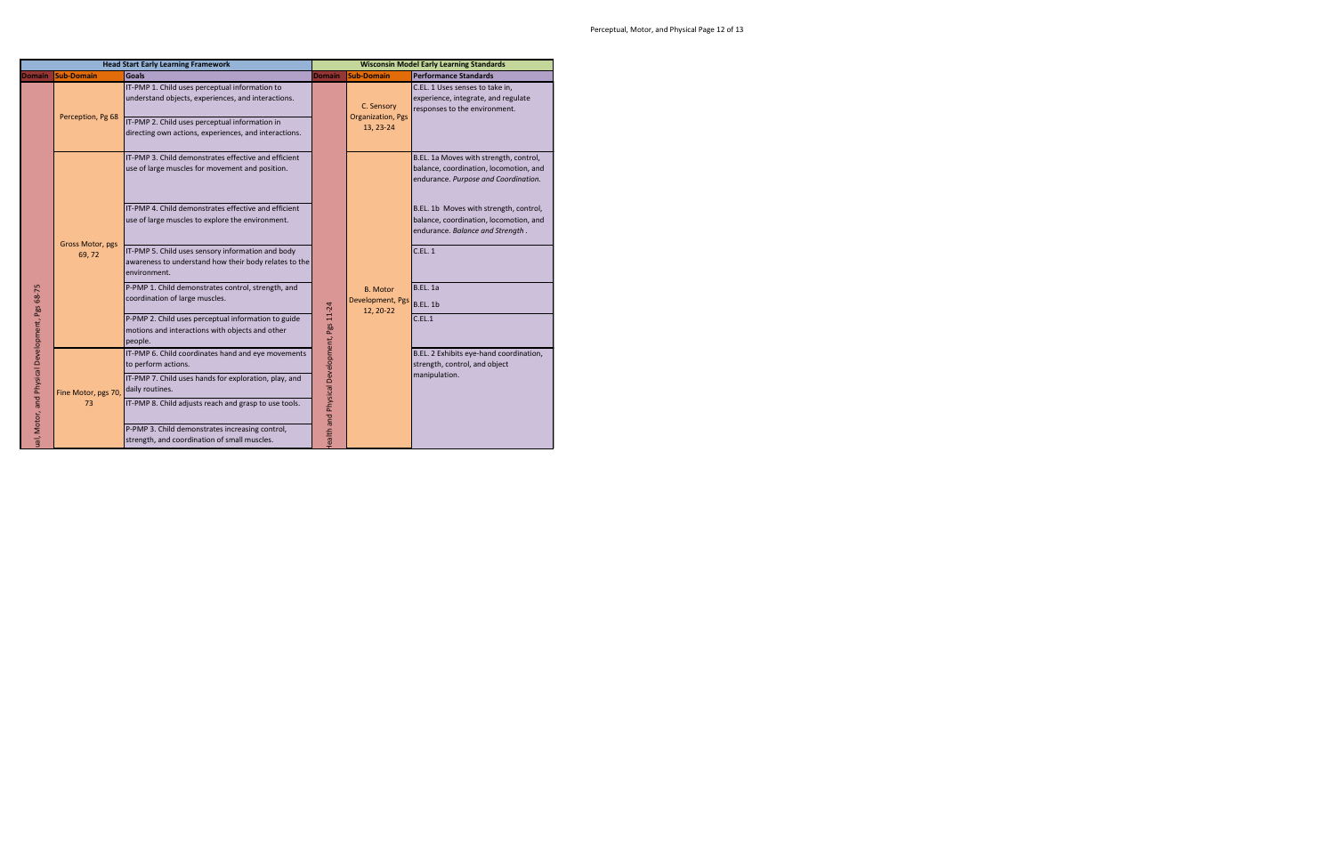| Head Start Early Learning Framework | | | Wisconsin Model Early Learning Standards | | |
|---|---|---|---|---|---|
| Domain | Sub-Domain | Goals | Domain | Sub-Domain | Performance Standards |
| ual, Motor, and Physical Development, Pgs 68-75 | Perception, Pg 68 | IT-PMP 1. Child uses perceptual information to understand objects, experiences, and interactions. | Health and Physical Development, Pgs 11-24 | C. Sensory Organization, Pgs 13, 23-24 | C.EL. 1 Uses senses to take in, experience, integrate, and regulate responses to the environment. |
| | | IT-PMP 2. Child uses perceptual information in directing own actions, experiences, and interactions. | | | |
| | Gross Motor, pgs 69, 72 | IT-PMP 3. Child demonstrates effective and efficient use of large muscles for movement and position. | | B. Motor Development, Pgs 12, 20-22 | B.EL. 1a Moves with strength, control, balance, coordination, locomotion, and endurance. *Purpose and Coordination.* |
| | | IT-PMP 4. Child demonstrates effective and efficient use of large muscles to explore the environment. | | | B.EL. 1b Moves with strength, control, balance, coordination, locomotion, and endurance. *Balance and Strength*. |
| | | IT-PMP 5. Child uses sensory information and body awareness to understand how their body relates to the environment. | | | C.EL. 1 |
| | | P-PMP 1. Child demonstrates control, strength, and coordination of large muscles. | | | B.EL. 1a<br>B.EL. 1b |
| | | P-PMP 2. Child uses perceptual information to guide motions and interactions with objects and other people. | | | C.EL.1 |
| | Fine Motor, pgs 70, 73 | IT-PMP 6. Child coordinates hand and eye movements to perform actions. | | | B.EL. 2 Exhibits eye-hand coordination, strength, control, and object manipulation. |
| | | IT-PMP 7. Child uses hands for exploration, play, and daily routines. | | | |
| | | IT-PMP 8. Child adjusts reach and grasp to use tools. | | | |
| | | P-PMP 3. Child demonstrates increasing control, strength, and coordination of small muscles. | | | |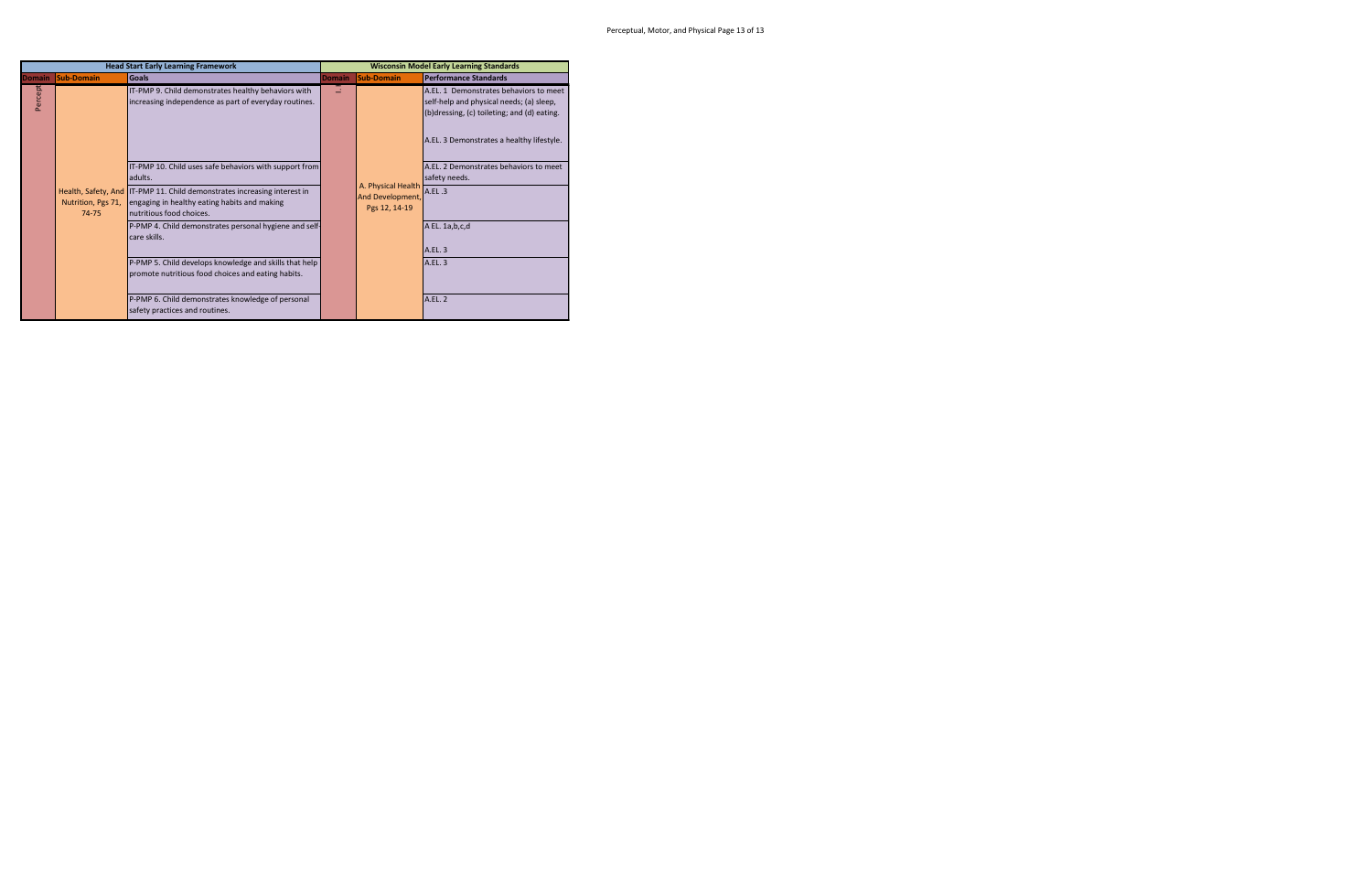| Head Start Early Learning Framework | | | Wisconsin Model Early Learning Standards | | |
|---|---|---|---|---|---|
| Domain | Sub-Domain | Goals | Domain | Sub-Domain | Performance Standards |
| Percept | Health, Safety, And Nutrition, Pgs 71, 74-75 | IT-PMP 9. Child demonstrates healthy behaviors with increasing independence as part of everyday routines. | I. | A. Physical Health And Development, Pgs 12, 14-19 | A.EL. 1 Demonstrates behaviors to meet self-help and physical needs; (a) sleep, (b)dressing, (c) toileting; and (d) eating.<br><br>A.EL. 3 Demonstrates a healthy lifestyle. |
| | | IT-PMP 10. Child uses safe behaviors with support from adults. | | | A.EL. 2 Demonstrates behaviors to meet safety needs. |
| | | IT-PMP 11. Child demonstrates increasing interest in engaging in healthy eating habits and making nutritious food choices. | | | A.EL .3 |
| | | P-PMP 4. Child demonstrates personal hygiene and self-care skills. | | | A EL. 1a,b,c,d<br><br>A.EL. 3 |
| | | P-PMP 5. Child develops knowledge and skills that help promote nutritious food choices and eating habits. | | | A.EL. 3 |
| | | P-PMP 6. Child demonstrates knowledge of personal safety practices and routines. | | | A.EL. 2 |